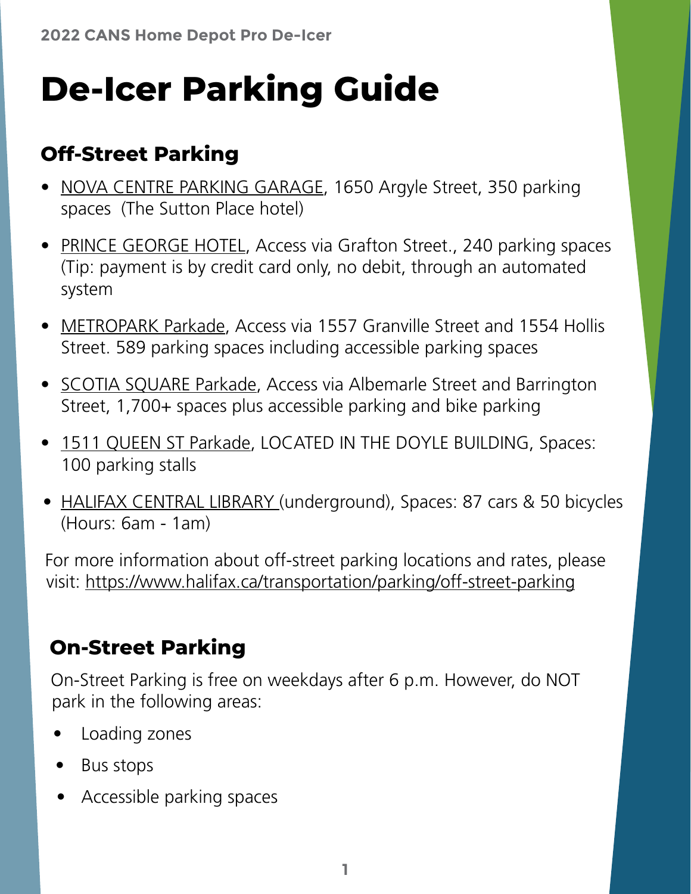2022 CANS Home Depot Pro De-Icer

# De-Icer Parking Guide

## Off-Street Parking

- NOVA CENTRE PARKING GARAGE, 1650 Argyle Street, 350 parking spaces (The Sutton Place hotel)
- PRINCE GEORGE HOTEL, Access via Grafton Street., 240 parking spaces (Tip: payment is by credit card only, no debit, through an automated system
- METROPARK Parkade, Access via 1557 Granville Street and 1554 Hollis Street. 589 parking spaces including accessible parking spaces
- SCOTIA SQUARE Parkade, Access via Albemarle Street and Barrington Street, 1,700+ spaces plus accessible parking and bike parking
- 1511 QUEEN ST Parkade, LOCATED IN THE DOYLE BUILDING, Spaces: 100 parking stalls
- HALIFAX CENTRAL LIBRARY (underground), Spaces: 87 cars & 50 bicycles (Hours: 6am - 1am)

For more information about off-street parking locations and rates, please visit: https://www.halifax.ca/transportation/parking/off-street-parking

## On-Street Parking

On-Street Parking is free on weekdays after 6 p.m. However, do NOT park in the following areas:

- Loading zones
- Bus stops
- Accessible parking spaces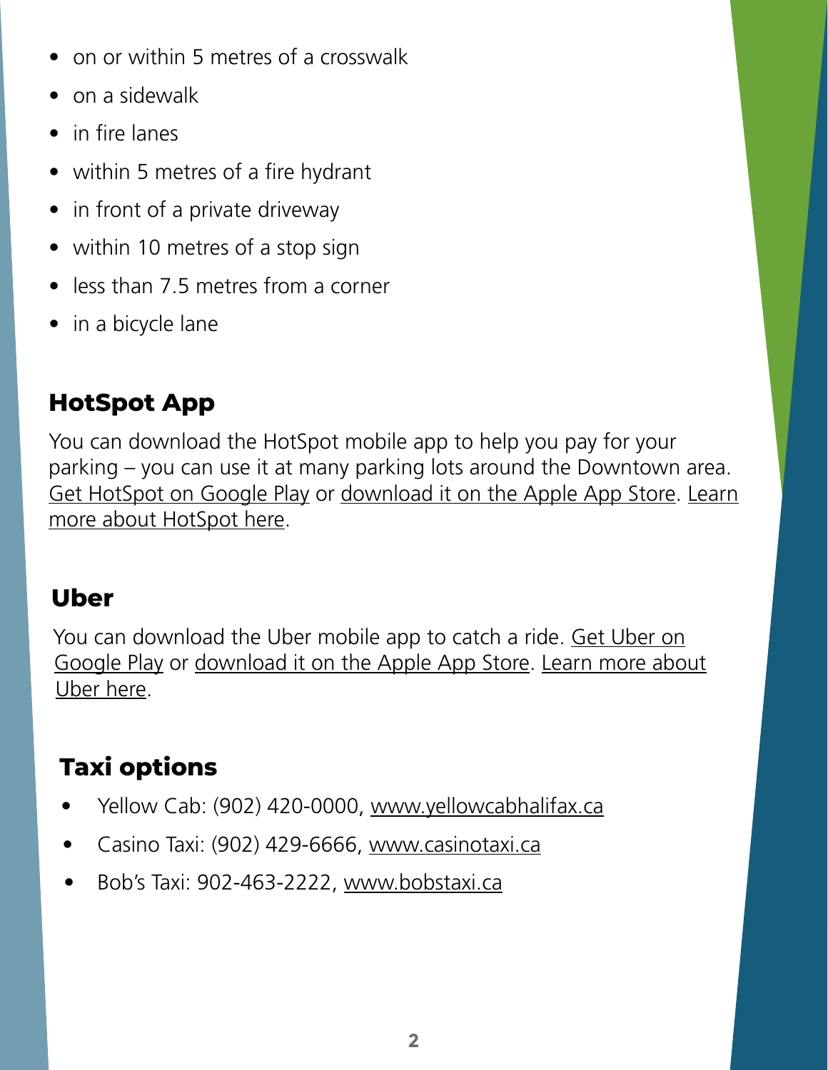- on or within 5 metres of a crosswalk
- on a sidewalk
- in fire lanes
- within 5 metres of a fire hydrant
- in front of a private driveway
- within 10 metres of a stop sign
- less than 7.5 metres from a corner
- in a bicycle lane

## HotSpot App

You can download the HotSpot mobile app to help you pay for your parking – you can use it at many parking lots around the Downtown area. Get HotSpot on Google Play or download it on the Apple App Store. Learn more about HotSpot here.

## Uber

You can download the Uber mobile app to catch a ride. Get Uber on Google Play or download it on the Apple App Store. Learn more about Uber here.

## Taxi options

- Yellow Cab: (902) 420-0000, www.yellowcabhalifax.ca
- Casino Taxi: (902) 429-6666, www.casinotaxi.ca
- Bob's Taxi: 902-463-2222, www.bobstaxi.ca